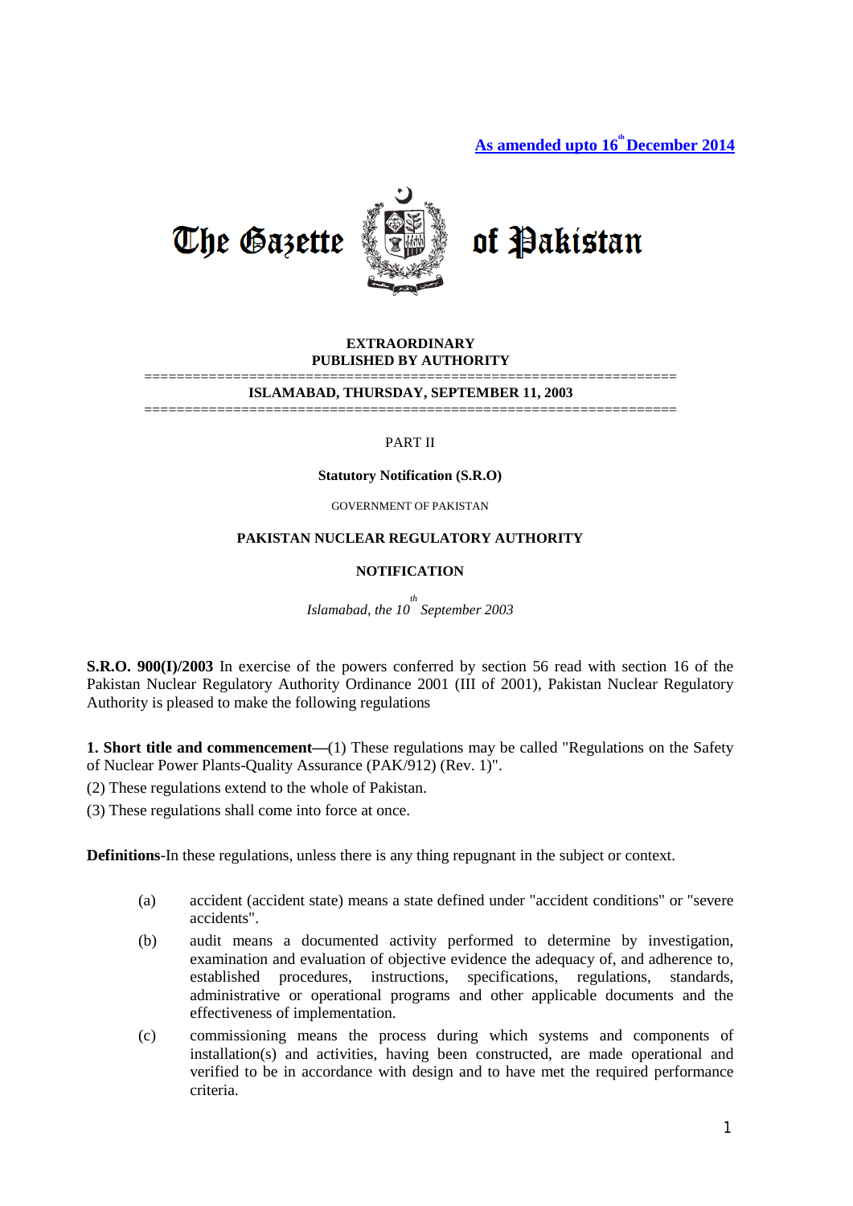**As amended upto 16th December 2014**

# The Gazette of Pakistan

**EXTRAORDINARY**
**PUBLISHED BY AUTHORITY**

=================================================================

**ISLAMABAD, THURSDAY, SEPTEMBER 11, 2003**

=================================================================

PART II

**Statutory Notification (S.R.O)**

GOVERNMENT OF PAKISTAN

**PAKISTAN NUCLEAR REGULATORY AUTHORITY**

**NOTIFICATION**

*Islamabad, the 10th September 2003*

**S.R.O. 900(I)/2003** In exercise of the powers conferred by section 56 read with section 16 of the Pakistan Nuclear Regulatory Authority Ordinance 2001 (III of 2001), Pakistan Nuclear Regulatory Authority is pleased to make the following regulations

**1. Short title and commencement—**(1) These regulations may be called "Regulations on the Safety of Nuclear Power Plants-Quality Assurance (PAK/912) (Rev. 1)".

(2) These regulations extend to the whole of Pakistan.

(3) These regulations shall come into force at once.

**Definitions**-In these regulations, unless there is any thing repugnant in the subject or context.

(a) accident (accident state) means a state defined under "accident conditions" or "severe accidents".

(b) audit means a documented activity performed to determine by investigation, examination and evaluation of objective evidence the adequacy of, and adherence to, established procedures, instructions, specifications, regulations, standards, administrative or operational programs and other applicable documents and the effectiveness of implementation.

(c) commissioning means the process during which systems and components of installation(s) and activities, having been constructed, are made operational and verified to be in accordance with design and to have met the required performance criteria.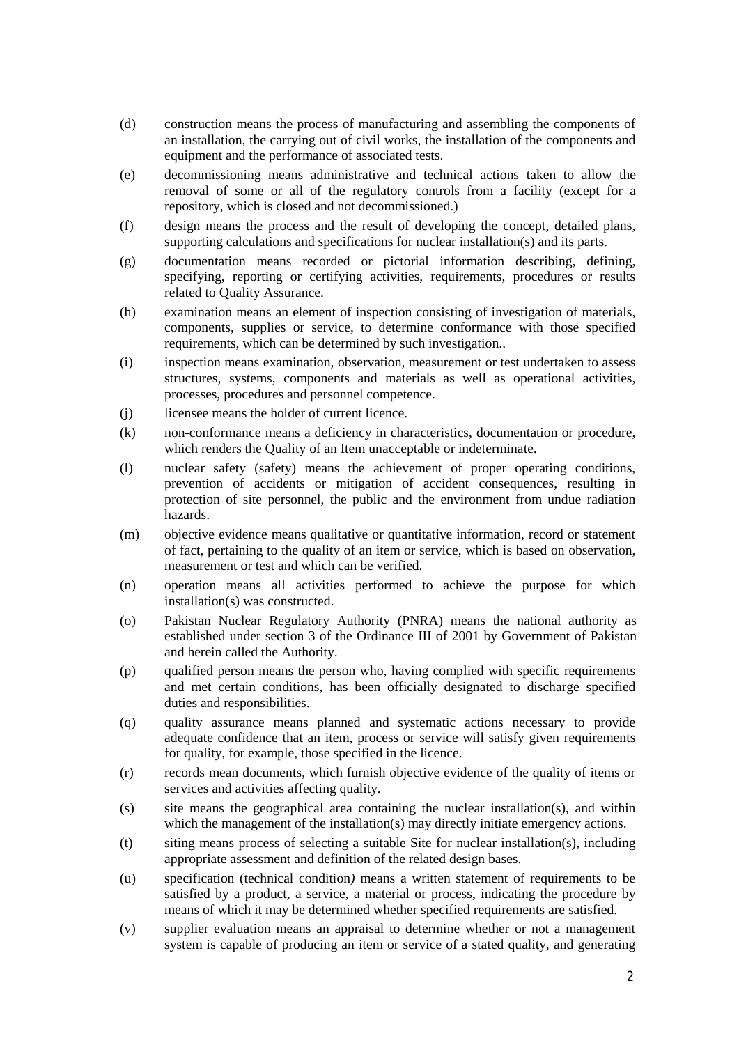(d) construction means the process of manufacturing and assembling the components of an installation, the carrying out of civil works, the installation of the components and equipment and the performance of associated tests.

(e) decommissioning means administrative and technical actions taken to allow the removal of some or all of the regulatory controls from a facility (except for a repository, which is closed and not decommissioned.)

(f) design means the process and the result of developing the concept, detailed plans, supporting calculations and specifications for nuclear installation(s) and its parts.

(g) documentation means recorded or pictorial information describing, defining, specifying, reporting or certifying activities, requirements, procedures or results related to Quality Assurance.

(h) examination means an element of inspection consisting of investigation of materials, components, supplies or service, to determine conformance with those specified requirements, which can be determined by such investigation..

(i) inspection means examination, observation, measurement or test undertaken to assess structures, systems, components and materials as well as operational activities, processes, procedures and personnel competence.

(j) licensee means the holder of current licence.

(k) non-conformance means a deficiency in characteristics, documentation or procedure, which renders the Quality of an Item unacceptable or indeterminate.

(l) nuclear safety (safety) means the achievement of proper operating conditions, prevention of accidents or mitigation of accident consequences, resulting in protection of site personnel, the public and the environment from undue radiation hazards.

(m) objective evidence means qualitative or quantitative information, record or statement of fact, pertaining to the quality of an item or service, which is based on observation, measurement or test and which can be verified.

(n) operation means all activities performed to achieve the purpose for which installation(s) was constructed.

(o) Pakistan Nuclear Regulatory Authority (PNRA) means the national authority as established under section 3 of the Ordinance III of 2001 by Government of Pakistan and herein called the Authority.

(p) qualified person means the person who, having complied with specific requirements and met certain conditions, has been officially designated to discharge specified duties and responsibilities.

(q) quality assurance means planned and systematic actions necessary to provide adequate confidence that an item, process or service will satisfy given requirements for quality, for example, those specified in the licence.

(r) records mean documents, which furnish objective evidence of the quality of items or services and activities affecting quality.

(s) site means the geographical area containing the nuclear installation(s), and within which the management of the installation(s) may directly initiate emergency actions.

(t) siting means process of selecting a suitable Site for nuclear installation(s), including appropriate assessment and definition of the related design bases.

(u) specification (technical condition*)* means a written statement of requirements to be satisfied by a product, a service, a material or process, indicating the procedure by means of which it may be determined whether specified requirements are satisfied.

(v) supplier evaluation means an appraisal to determine whether or not a management system is capable of producing an item or service of a stated quality, and generating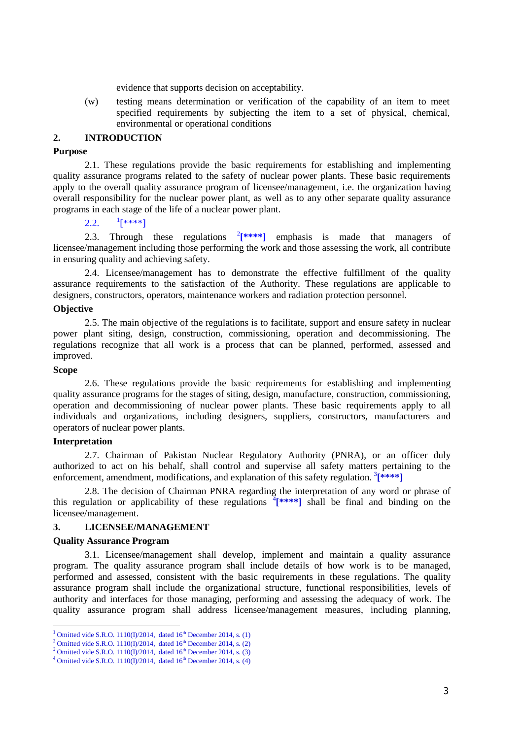evidence that supports decision on acceptability.

(w) testing means determination or verification of the capability of an item to meet specified requirements by subjecting the item to a set of physical, chemical, environmental or operational conditions

## 2. INTRODUCTION

### Purpose

2.1. These regulations provide the basic requirements for establishing and implementing quality assurance programs related to the safety of nuclear power plants. These basic requirements apply to the overall quality assurance program of licensee/management, i.e. the organization having overall responsibility for the nuclear power plant, as well as to any other separate quality assurance programs in each stage of the life of a nuclear power plant.

2.2. [1][****]

2.3. Through these regulations [2]**[****]** emphasis is made that managers of licensee/management including those performing the work and those assessing the work, all contribute in ensuring quality and achieving safety.

2.4. Licensee/management has to demonstrate the effective fulfillment of the quality assurance requirements to the satisfaction of the Authority. These regulations are applicable to designers, constructors, operators, maintenance workers and radiation protection personnel.

### Objective

2.5. The main objective of the regulations is to facilitate, support and ensure safety in nuclear power plant siting, design, construction, commissioning, operation and decommissioning. The regulations recognize that all work is a process that can be planned, performed, assessed and improved.

### Scope

2.6. These regulations provide the basic requirements for establishing and implementing quality assurance programs for the stages of siting, design, manufacture, construction, commissioning, operation and decommissioning of nuclear power plants. These basic requirements apply to all individuals and organizations, including designers, suppliers, constructors, manufacturers and operators of nuclear power plants.

### Interpretation

2.7. Chairman of Pakistan Nuclear Regulatory Authority (PNRA), or an officer duly authorized to act on his behalf, shall control and supervise all safety matters pertaining to the enforcement, amendment, modifications, and explanation of this safety regulation. [3]**[****]**

2.8. The decision of Chairman PNRA regarding the interpretation of any word or phrase of this regulation or applicability of these regulations [4]**[****]** shall be final and binding on the licensee/management.

## 3. LICENSEE/MANAGEMENT

### Quality Assurance Program

3.1. Licensee/management shall develop, implement and maintain a quality assurance program. The quality assurance program shall include details of how work is to be managed, performed and assessed, consistent with the basic requirements in these regulations. The quality assurance program shall include the organizational structure, functional responsibilities, levels of authority and interfaces for those managing, performing and assessing the adequacy of work. The quality assurance program shall address licensee/management measures, including planning,

---

[1] Omitted vide S.R.O. 1110(I)/2014, dated 16th December 2014, s. (1)
[2] Omitted vide S.R.O. 1110(I)/2014, dated 16th December 2014, s. (2)
[3] Omitted vide S.R.O. 1110(I)/2014, dated 16th December 2014, s. (3)
[4] Omitted vide S.R.O. 1110(I)/2014, dated 16th December 2014, s. (4)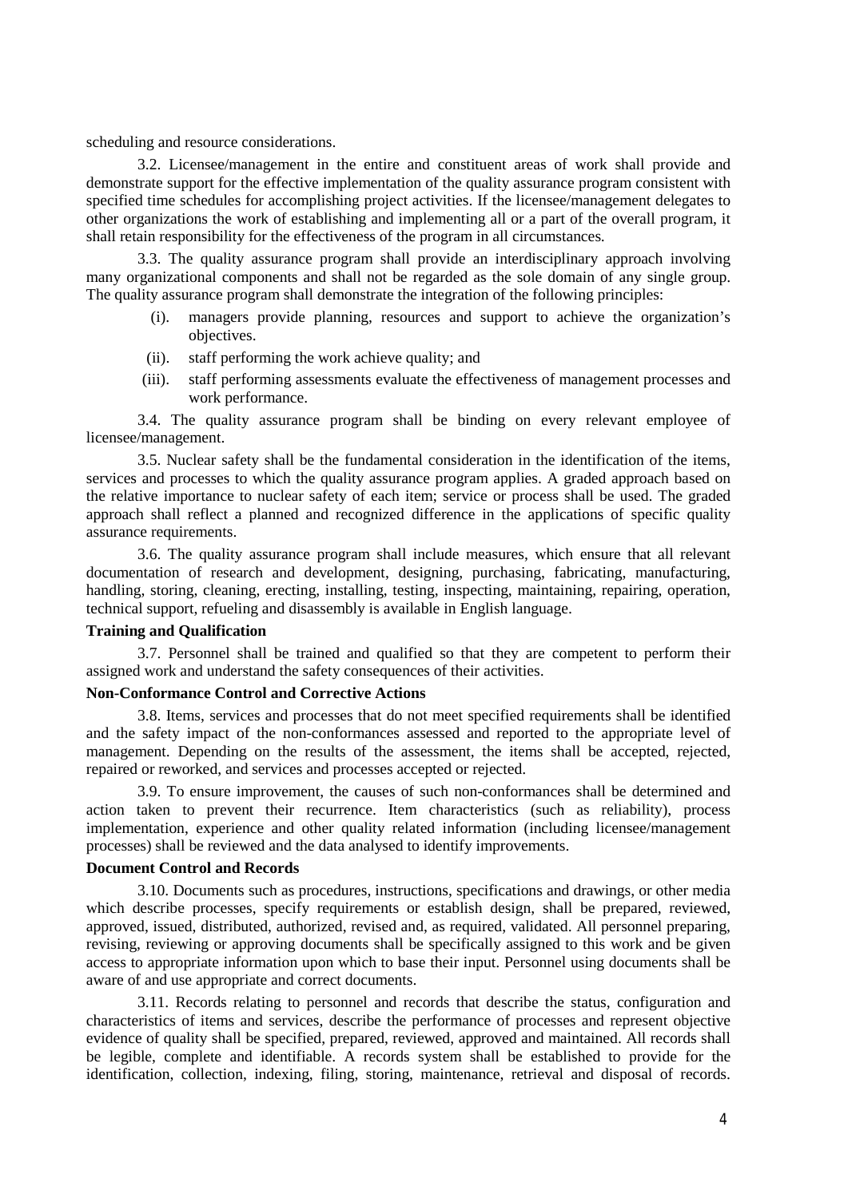scheduling and resource considerations.

3.2. Licensee/management in the entire and constituent areas of work shall provide and demonstrate support for the effective implementation of the quality assurance program consistent with specified time schedules for accomplishing project activities. If the licensee/management delegates to other organizations the work of establishing and implementing all or a part of the overall program, it shall retain responsibility for the effectiveness of the program in all circumstances.

3.3. The quality assurance program shall provide an interdisciplinary approach involving many organizational components and shall not be regarded as the sole domain of any single group. The quality assurance program shall demonstrate the integration of the following principles:

(i). managers provide planning, resources and support to achieve the organization's objectives.

(ii). staff performing the work achieve quality; and

(iii). staff performing assessments evaluate the effectiveness of management processes and work performance.

3.4. The quality assurance program shall be binding on every relevant employee of licensee/management.

3.5. Nuclear safety shall be the fundamental consideration in the identification of the items, services and processes to which the quality assurance program applies. A graded approach based on the relative importance to nuclear safety of each item; service or process shall be used. The graded approach shall reflect a planned and recognized difference in the applications of specific quality assurance requirements.

3.6. The quality assurance program shall include measures, which ensure that all relevant documentation of research and development, designing, purchasing, fabricating, manufacturing, handling, storing, cleaning, erecting, installing, testing, inspecting, maintaining, repairing, operation, technical support, refueling and disassembly is available in English language.

**Training and Qualification**

3.7. Personnel shall be trained and qualified so that they are competent to perform their assigned work and understand the safety consequences of their activities.

**Non-Conformance Control and Corrective Actions**

3.8. Items, services and processes that do not meet specified requirements shall be identified and the safety impact of the non-conformances assessed and reported to the appropriate level of management. Depending on the results of the assessment, the items shall be accepted, rejected, repaired or reworked, and services and processes accepted or rejected.

3.9. To ensure improvement, the causes of such non-conformances shall be determined and action taken to prevent their recurrence. Item characteristics (such as reliability), process implementation, experience and other quality related information (including licensee/management processes) shall be reviewed and the data analysed to identify improvements.

**Document Control and Records**

3.10. Documents such as procedures, instructions, specifications and drawings, or other media which describe processes, specify requirements or establish design, shall be prepared, reviewed, approved, issued, distributed, authorized, revised and, as required, validated. All personnel preparing, revising, reviewing or approving documents shall be specifically assigned to this work and be given access to appropriate information upon which to base their input. Personnel using documents shall be aware of and use appropriate and correct documents.

3.11. Records relating to personnel and records that describe the status, configuration and characteristics of items and services, describe the performance of processes and represent objective evidence of quality shall be specified, prepared, reviewed, approved and maintained. All records shall be legible, complete and identifiable. A records system shall be established to provide for the identification, collection, indexing, filing, storing, maintenance, retrieval and disposal of records.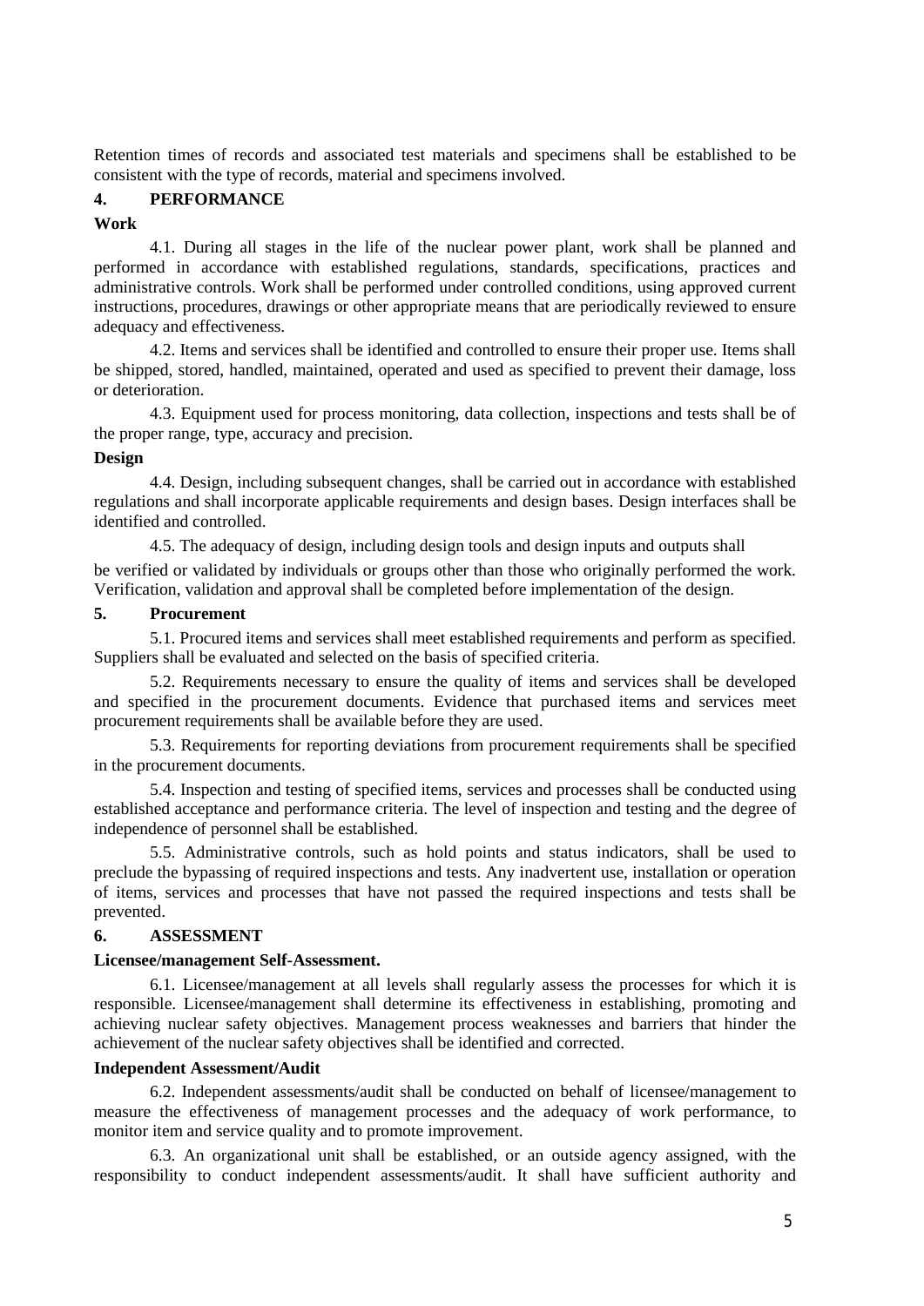Retention times of records and associated test materials and specimens shall be established to be consistent with the type of records, material and specimens involved.

## 4. PERFORMANCE

**Work**

4.1. During all stages in the life of the nuclear power plant, work shall be planned and performed in accordance with established regulations, standards, specifications, practices and administrative controls. Work shall be performed under controlled conditions, using approved current instructions, procedures, drawings or other appropriate means that are periodically reviewed to ensure adequacy and effectiveness.

4.2. Items and services shall be identified and controlled to ensure their proper use. Items shall be shipped, stored, handled, maintained, operated and used as specified to prevent their damage, loss or deterioration.

4.3. Equipment used for process monitoring, data collection, inspections and tests shall be of the proper range, type, accuracy and precision.

**Design**

4.4. Design, including subsequent changes, shall be carried out in accordance with established regulations and shall incorporate applicable requirements and design bases. Design interfaces shall be identified and controlled.

4.5. The adequacy of design, including design tools and design inputs and outputs shall be verified or validated by individuals or groups other than those who originally performed the work. Verification, validation and approval shall be completed before implementation of the design.

## 5. Procurement

5.1. Procured items and services shall meet established requirements and perform as specified. Suppliers shall be evaluated and selected on the basis of specified criteria.

5.2. Requirements necessary to ensure the quality of items and services shall be developed and specified in the procurement documents. Evidence that purchased items and services meet procurement requirements shall be available before they are used.

5.3. Requirements for reporting deviations from procurement requirements shall be specified in the procurement documents.

5.4. Inspection and testing of specified items, services and processes shall be conducted using established acceptance and performance criteria. The level of inspection and testing and the degree of independence of personnel shall be established.

5.5. Administrative controls, such as hold points and status indicators, shall be used to preclude the bypassing of required inspections and tests. Any inadvertent use, installation or operation of items, services and processes that have not passed the required inspections and tests shall be prevented.

## 6. ASSESSMENT

**Licensee/management Self-Assessment.**

6.1. Licensee/management at all levels shall regularly assess the processes for which it is responsible. Licensee/management shall determine its effectiveness in establishing, promoting and achieving nuclear safety objectives. Management process weaknesses and barriers that hinder the achievement of the nuclear safety objectives shall be identified and corrected.

**Independent Assessment/Audit**

6.2. Independent assessments/audit shall be conducted on behalf of licensee/management to measure the effectiveness of management processes and the adequacy of work performance, to monitor item and service quality and to promote improvement.

6.3. An organizational unit shall be established, or an outside agency assigned, with the responsibility to conduct independent assessments/audit. It shall have sufficient authority and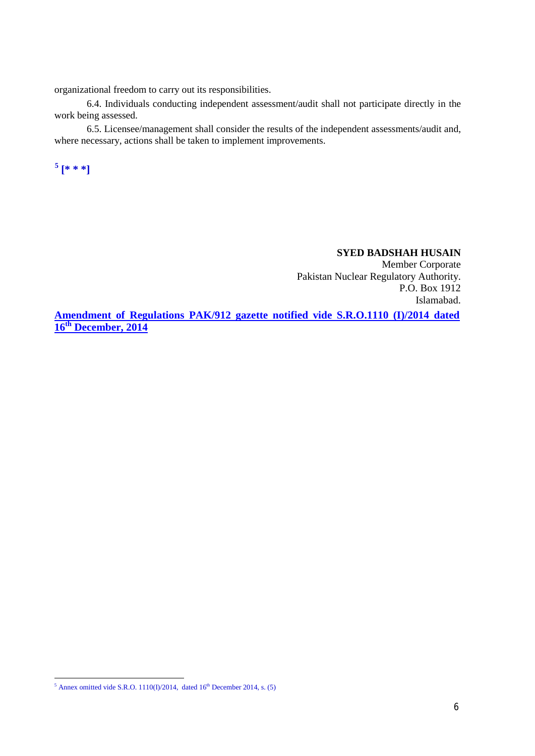organizational freedom to carry out its responsibilities.

6.4. Individuals conducting independent assessment/audit shall not participate directly in the work being assessed.

6.5. Licensee/management shall consider the results of the independent assessments/audit and, where necessary, actions shall be taken to implement improvements.

**[5] [* * *]**

**SYED BADSHAH HUSAIN**
Member Corporate
Pakistan Nuclear Regulatory Authority.
P.O. Box 1912
Islamabad.

**Amendment of Regulations PAK/912 gazette notified vide S.R.O.1110 (I)/2014 dated 16th December, 2014**

[5] Annex omitted vide S.R.O. 1110(I)/2014, dated 16th December 2014, s. (5)